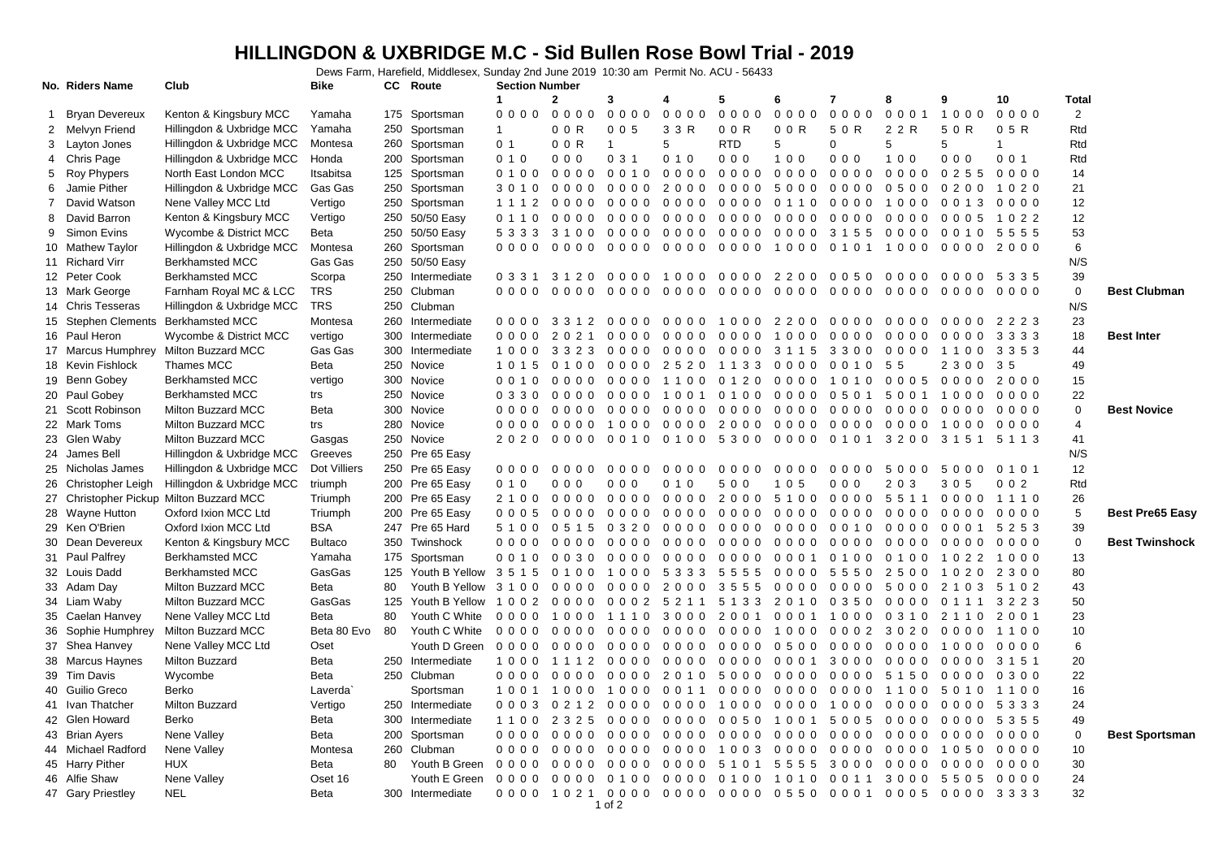# HILLINGDON & UXBRIDGE M.C - Sid Bullen Rose Bowl Trial - 2019

Dews Farm, Harefield, Middlesex, Sunday 2nd June 2019 10:30 am Permit No. ACU - 56433

| No. | Riders Name | Club | Bike | CC | Route | 1 | 2 | 3 | 4 | 5 | 6 | 7 | 8 | 9 | 10 | Total | |
|---|---|---|---|---|---|---|---|---|---|---|---|---|---|---|---|---|---|
| | | | | | | Section Number | | | | | | | | | | | |
| 1 | Bryan Devereux | Kenton & Kingsbury MCC | Yamaha | 175 | Sportsman | 0 0 0 0 | 0 0 0 0 | 0 0 0 0 | 0 0 0 0 | 0 0 0 0 | 0 0 0 0 | 0 0 0 0 | 0 0 0 1 | 1 0 0 0 | 0 0 0 0 | 2 | |
| 2 | Melvyn Friend | Hillingdon & Uxbridge MCC | Yamaha | 250 | Sportsman | 1 | 0 0 R | 0 0 5 | 3 3 R | 0 0 R | 0 0 R | 5 0 R | 2 2 R | 5 0 R | 0 5 R | Rtd | |
| 3 | Layton Jones | Hillingdon & Uxbridge MCC | Montesa | 260 | Sportsman | 0 1 | 0 0 R | 1 | 5 | RTD | 5 | 0 | 5 | 5 | 1 | Rtd | |
| 4 | Chris Page | Hillingdon & Uxbridge MCC | Honda | 200 | Sportsman | 0 1 0 | 0 0 0 | 0 3 1 | 0 1 0 | 0 0 0 | 1 0 0 | 0 0 0 | 1 0 0 | 0 0 0 | 0 0 1 | Rtd | |
| 5 | Roy Phypers | North East London MCC | Itsabitsa | 125 | Sportsman | 0 1 0 0 | 0 0 0 0 | 0 0 1 0 | 0 0 0 0 | 0 0 0 0 | 0 0 0 0 | 0 0 0 0 | 0 0 0 0 | 0 2 5 5 | 0 0 0 0 | 14 | |
| 6 | Jamie Pither | Hillingdon & Uxbridge MCC | Gas Gas | 250 | Sportsman | 3 0 1 0 | 0 0 0 0 | 0 0 0 0 | 2 0 0 0 | 0 0 0 0 | 5 0 0 0 | 0 0 0 0 | 0 5 0 0 | 0 2 0 0 | 1 0 2 0 | 21 | |
| 7 | David Watson | Nene Valley MCC Ltd | Vertigo | 250 | Sportsman | 1 1 1 2 | 0 0 0 0 | 0 0 0 0 | 0 0 0 0 | 0 0 0 0 | 0 1 1 0 | 0 0 0 0 | 1 0 0 0 | 0 0 1 3 | 0 0 0 0 | 12 | |
| 8 | David Barron | Kenton & Kingsbury MCC | Vertigo | 250 | 50/50 Easy | 0 1 1 0 | 0 0 0 0 | 0 0 0 0 | 0 0 0 0 | 0 0 0 0 | 0 0 0 0 | 0 0 0 0 | 0 0 0 0 | 0 0 0 5 | 1 0 2 2 | 12 | |
| 9 | Simon Evins | Wycombe & District MCC | Beta | 250 | 50/50 Easy | 5 3 3 3 | 3 1 0 0 | 0 0 0 0 | 0 0 0 0 | 0 0 0 0 | 0 0 0 0 | 3 1 5 5 | 0 0 0 0 | 0 0 1 0 | 5 5 5 5 | 53 | |
| 10 | Mathew Taylor | Hillingdon & Uxbridge MCC | Montesa | 260 | Sportsman | 0 0 0 0 | 0 0 0 0 | 0 0 0 0 | 0 0 0 0 | 0 0 0 0 | 1 0 0 0 | 0 1 0 1 | 1 0 0 0 | 0 0 0 0 | 2 0 0 0 | 6 | |
| 11 | Richard Virr | Berkhamsted MCC | Gas Gas | 250 | 50/50 Easy | | | | | | | | | | | N/S | |
| 12 | Peter Cook | Berkhamsted MCC | Scorpa | 250 | Intermediate | 0 3 3 1 | 3 1 2 0 | 0 0 0 0 | 1 0 0 0 | 0 0 0 0 | 2 2 0 0 | 0 0 5 0 | 0 0 0 0 | 0 0 0 0 | 5 3 3 5 | 39 | |
| 13 | Mark George | Farnham Royal MC & LCC | TRS | 250 | Clubman | 0 0 0 0 | 0 0 0 0 | 0 0 0 0 | 0 0 0 0 | 0 0 0 0 | 0 0 0 0 | 0 0 0 0 | 0 0 0 0 | 0 0 0 0 | 0 0 0 0 | 0 | **Best Clubman** |
| 14 | Chris Tesseras | Hillingdon & Uxbridge MCC | TRS | 250 | Clubman | | | | | | | | | | | N/S | |
| 15 | Stephen Clements | Berkhamsted MCC | Montesa | 260 | Intermediate | 0 0 0 0 | 3 3 1 2 | 0 0 0 0 | 0 0 0 0 | 1 0 0 0 | 2 2 0 0 | 0 0 0 0 | 0 0 0 0 | 0 0 0 0 | 2 2 2 3 | 23 | |
| 16 | Paul Heron | Wycombe & District MCC | vertigo | 300 | Intermediate | 0 0 0 0 | 2 0 2 1 | 0 0 0 0 | 0 0 0 0 | 0 0 0 0 | 1 0 0 0 | 0 0 0 0 | 0 0 0 0 | 0 0 0 0 | 3 3 3 3 | 18 | **Best Inter** |
| 17 | Marcus Humphrey | Milton Buzzard MCC | Gas Gas | 300 | Intermediate | 1 0 0 0 | 3 3 2 3 | 0 0 0 0 | 0 0 0 0 | 0 0 0 0 | 3 1 1 5 | 3 3 0 0 | 0 0 0 0 | 1 1 0 0 | 3 3 5 3 | 44 | |
| 18 | Kevin Fishlock | Thames MCC | Beta | 250 | Novice | 1 0 1 5 | 0 1 0 0 | 0 0 0 0 | 2 5 2 0 | 1 1 3 3 | 0 0 0 0 | 0 0 1 0 | 5 5 | 2 3 0 0 | 3 5 | 49 | |
| 19 | Benn Gobey | Berkhamsted MCC | vertigo | 300 | Novice | 0 0 1 0 | 0 0 0 0 | 0 0 0 0 | 1 1 0 0 | 0 1 2 0 | 0 0 0 0 | 1 0 1 0 | 0 0 0 5 | 0 0 0 0 | 2 0 0 0 | 15 | |
| 20 | Paul Gobey | Berkhamsted MCC | trs | 250 | Novice | 0 3 3 0 | 0 0 0 0 | 0 0 0 0 | 1 0 0 1 | 0 1 0 0 | 0 0 0 0 | 0 5 0 1 | 5 0 0 1 | 1 0 0 0 | 0 0 0 0 | 22 | |
| 21 | Scott Robinson | Milton Buzzard MCC | Beta | 300 | Novice | 0 0 0 0 | 0 0 0 0 | 0 0 0 0 | 0 0 0 0 | 0 0 0 0 | 0 0 0 0 | 0 0 0 0 | 0 0 0 0 | 0 0 0 0 | 0 0 0 0 | 0 | **Best Novice** |
| 22 | Mark Toms | Milton Buzzard MCC | trs | 280 | Novice | 0 0 0 0 | 0 0 0 0 | 1 0 0 0 | 0 0 0 0 | 2 0 0 0 | 0 0 0 0 | 0 0 0 0 | 0 0 0 0 | 1 0 0 0 | 0 0 0 0 | 4 | |
| 23 | Glen Waby | Milton Buzzard MCC | Gasgas | 250 | Novice | 2 0 2 0 | 0 0 0 0 | 0 0 1 0 | 0 1 0 0 | 5 3 0 0 | 0 0 0 0 | 0 1 0 1 | 3 2 0 0 | 3 1 5 1 | 5 1 1 3 | 41 | |
| 24 | James Bell | Hillingdon & Uxbridge MCC | Greeves | 250 | Pre 65 Easy | | | | | | | | | | | N/S | |
| 25 | Nicholas James | Hillingdon & Uxbridge MCC | Dot Villiers | 250 | Pre 65 Easy | 0 0 0 0 | 0 0 0 0 | 0 0 0 0 | 0 0 0 0 | 0 0 0 0 | 0 0 0 0 | 0 0 0 0 | 5 0 0 0 | 5 0 0 0 | 0 1 0 1 | 12 | |
| 26 | Christopher Leigh | Hillingdon & Uxbridge MCC | triumph | 200 | Pre 65 Easy | 0 1 0 | 0 0 0 | 0 0 0 | 0 1 0 | 5 0 0 | 1 0 5 | 0 0 0 | 2 0 3 | 3 0 5 | 0 0 2 | Rtd | |
| 27 | Christopher Pickup | Milton Buzzard MCC | Triumph | 200 | Pre 65 Easy | 2 1 0 0 | 0 0 0 0 | 0 0 0 0 | 0 0 0 0 | 2 0 0 0 | 5 1 0 0 | 0 0 0 0 | 5 5 1 1 | 0 0 0 0 | 1 1 1 0 | 26 | |
| 28 | Wayne Hutton | Oxford Ixion MCC Ltd | Triumph | 200 | Pre 65 Easy | 0 0 0 5 | 0 0 0 0 | 0 0 0 0 | 0 0 0 0 | 0 0 0 0 | 0 0 0 0 | 0 0 0 0 | 0 0 0 0 | 0 0 0 0 | 0 0 0 0 | 5 | **Best Pre65 Easy** |
| 29 | Ken O'Brien | Oxford Ixion MCC Ltd | BSA | 247 | Pre 65 Hard | 5 1 0 0 | 0 5 1 5 | 0 3 2 0 | 0 0 0 0 | 0 0 0 0 | 0 0 0 0 | 0 0 1 0 | 0 0 0 0 | 0 0 0 1 | 5 2 5 3 | 39 | |
| 30 | Dean Devereux | Kenton & Kingsbury MCC | Bultaco | 350 | Twinshock | 0 0 0 0 | 0 0 0 0 | 0 0 0 0 | 0 0 0 0 | 0 0 0 0 | 0 0 0 0 | 0 0 0 0 | 0 0 0 0 | 0 0 0 0 | 0 0 0 0 | 0 | **Best Twinshock** |
| 31 | Paul Palfrey | Berkhamsted MCC | Yamaha | 175 | Sportsman | 0 0 1 0 | 0 0 3 0 | 0 0 0 0 | 0 0 0 0 | 0 0 0 0 | 0 0 0 1 | 0 1 0 0 | 0 1 0 0 | 1 0 2 2 | 1 0 0 0 | 13 | |
| 32 | Louis Dadd | Berkhamsted MCC | GasGas | 125 | Youth B Yellow | 3 5 1 5 | 0 1 0 0 | 1 0 0 0 | 5 3 3 3 | 5 5 5 5 | 0 0 0 0 | 5 5 5 0 | 2 5 0 0 | 1 0 2 0 | 2 3 0 0 | 80 | |
| 33 | Adam Day | Milton Buzzard MCC | Beta | 80 | Youth B Yellow | 3 1 0 0 | 0 0 0 0 | 0 0 0 0 | 2 0 0 0 | 3 5 5 5 | 0 0 0 0 | 0 0 0 0 | 5 0 0 0 | 2 1 0 3 | 5 1 0 2 | 43 | |
| 34 | Liam Waby | Milton Buzzard MCC | GasGas | 125 | Youth B Yellow | 1 0 0 2 | 0 0 0 0 | 0 0 0 2 | 5 2 1 1 | 5 1 3 3 | 2 0 1 0 | 0 3 5 0 | 0 0 0 0 | 0 1 1 1 | 3 2 2 3 | 50 | |
| 35 | Caelan Hanvey | Nene Valley MCC Ltd | Beta | 80 | Youth C White | 0 0 0 0 | 1 0 0 0 | 1 1 1 0 | 3 0 0 0 | 2 0 0 1 | 0 0 0 1 | 1 0 0 0 | 0 3 1 0 | 2 1 1 0 | 2 0 0 1 | 23 | |
| 36 | Sophie Humphrey | Milton Buzzard MCC | Beta 80 Evo | 80 | Youth C White | 0 0 0 0 | 0 0 0 0 | 0 0 0 0 | 0 0 0 0 | 0 0 0 0 | 1 0 0 0 | 0 0 0 2 | 3 0 2 0 | 0 0 0 0 | 1 1 0 0 | 10 | |
| 37 | Shea Hanvey | Nene Valley MCC Ltd | Oset | | Youth D Green | 0 0 0 0 | 0 0 0 0 | 0 0 0 0 | 0 0 0 0 | 0 0 0 0 | 0 5 0 0 | 0 0 0 0 | 0 0 0 0 | 1 0 0 0 | 0 0 0 0 | 6 | |
| 38 | Marcus Haynes | Milton Buzzard | Beta | 250 | Intermediate | 1 0 0 0 | 1 1 1 2 | 0 0 0 0 | 0 0 0 0 | 0 0 0 0 | 0 0 0 1 | 3 0 0 0 | 0 0 0 0 | 0 0 0 0 | 3 1 5 1 | 20 | |
| 39 | Tim Davis | Wycombe | Beta | 250 | Clubman | 0 0 0 0 | 0 0 0 0 | 0 0 0 0 | 2 0 1 0 | 5 0 0 0 | 0 0 0 0 | 0 0 0 0 | 5 1 5 0 | 0 0 0 0 | 0 3 0 0 | 22 | |
| 40 | Guilio Greco | Berko | Laverda` | | Sportsman | 1 0 0 1 | 1 0 0 0 | 1 0 0 0 | 0 0 1 1 | 0 0 0 0 | 0 0 0 0 | 0 0 0 0 | 1 1 0 0 | 5 0 1 0 | 1 1 0 0 | 16 | |
| 41 | Ivan Thatcher | Milton Buzzard | Vertigo | 250 | Intermediate | 0 0 0 3 | 0 2 1 2 | 0 0 0 0 | 0 0 0 0 | 1 0 0 0 | 0 0 0 0 | 1 0 0 0 | 0 0 0 0 | 0 0 0 0 | 5 3 3 3 | 24 | |
| 42 | Glen Howard | Berko | Beta | 300 | Intermediate | 1 1 0 0 | 2 3 2 5 | 0 0 0 0 | 0 0 0 0 | 0 0 5 0 | 1 0 0 1 | 5 0 0 5 | 0 0 0 0 | 0 0 0 0 | 5 3 5 5 | 49 | |
| 43 | Brian Ayers | Nene Valley | Beta | 200 | Sportsman | 0 0 0 0 | 0 0 0 0 | 0 0 0 0 | 0 0 0 0 | 0 0 0 0 | 0 0 0 0 | 0 0 0 0 | 0 0 0 0 | 0 0 0 0 | 0 0 0 0 | 0 | **Best Sportsman** |
| 44 | Michael Radford | Nene Valley | Montesa | 260 | Clubman | 0 0 0 0 | 0 0 0 0 | 0 0 0 0 | 0 0 0 0 | 1 0 0 3 | 0 0 0 0 | 0 0 0 0 | 0 0 0 0 | 1 0 5 0 | 0 0 0 0 | 10 | |
| 45 | Harry Pither | HUX | Beta | 80 | Youth B Green | 0 0 0 0 | 0 0 0 0 | 0 0 0 0 | 0 0 0 0 | 5 1 0 1 | 5 5 5 5 | 3 0 0 0 | 0 0 0 0 | 0 0 0 0 | 0 0 0 0 | 30 | |
| 46 | Alfie Shaw | Nene Valley | Oset 16 | | Youth E Green | 0 0 0 0 | 0 0 0 0 | 0 1 0 0 | 0 0 0 0 | 0 1 0 0 | 1 0 1 0 | 0 0 1 1 | 3 0 0 0 | 5 5 0 5 | 0 0 0 0 | 24 | |
| 47 | Gary Priestley | NEL | Beta | 300 | Intermediate | 0 0 0 0 | 1 0 2 1 | 0 0 0 0 | 0 0 0 0 | 0 0 0 0 | 0 5 5 0 | 0 0 0 1 | 0 0 0 5 | 0 0 0 0 | 3 3 3 3 | 32 | |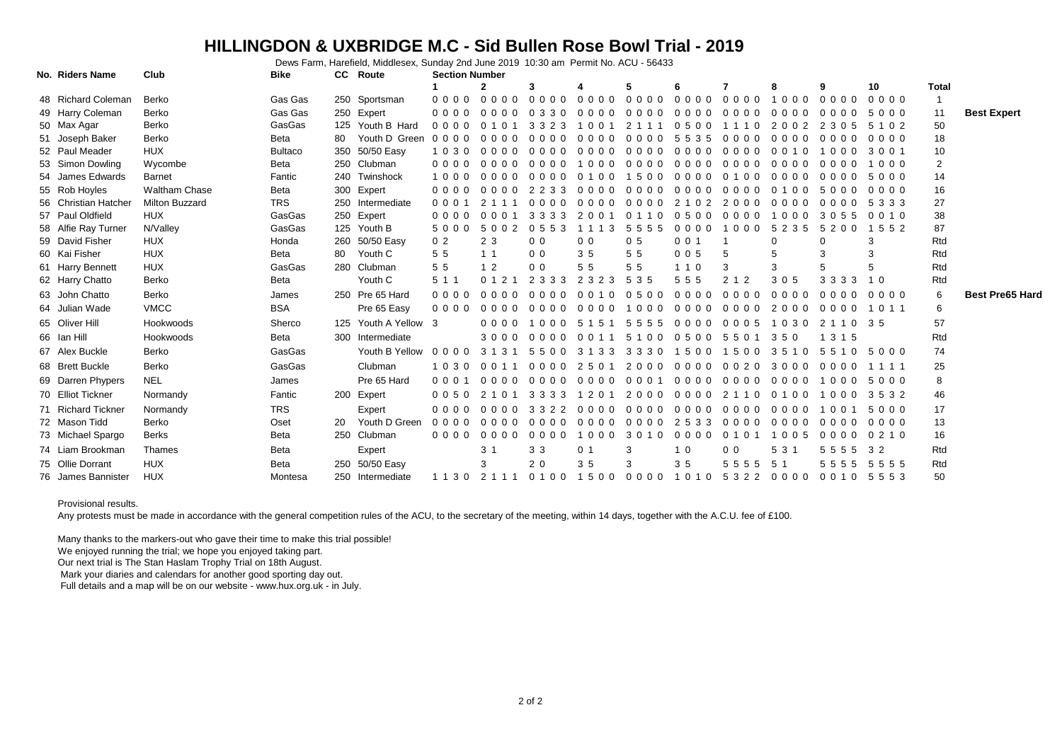# HILLINGDON & UXBRIDGE M.C - Sid Bullen Rose Bowl Trial - 2019

Dews Farm, Harefield, Middlesex, Sunday 2nd June 2019 10:30 am Permit No. ACU - 56433

| No. | Riders Name | Club | Bike | CC | Route | Section Number | | | | | | | | | | Total | |
|---|---|---|---|---|---|---|---|---|---|---|---|---|---|---|---|---|---|
| | | | | | | 1 | 2 | 3 | 4 | 5 | 6 | 7 | 8 | 9 | 10 | | |
| 48 | Richard Coleman | Berko | Gas Gas | 250 | Sportsman | 0 0 0 0 | 0 0 0 0 | 0 0 0 0 | 0 0 0 0 | 0 0 0 0 | 0 0 0 0 | 0 0 0 0 | 1 0 0 0 | 0 0 0 0 | 0 0 0 0 | 1 | |
| 49 | Harry Coleman | Berko | Gas Gas | 250 | Expert | 0 0 0 0 | 0 0 0 0 | 0 3 3 0 | 0 0 0 0 | 0 0 0 0 | 0 0 0 0 | 0 0 0 0 | 0 0 0 0 | 0 0 0 0 | 5 0 0 0 | 11 | **Best Expert** |
| 50 | Max Agar | Berko | GasGas | 125 | Youth B Hard | 0 0 0 0 | 0 1 0 1 | 3 3 2 3 | 1 0 0 1 | 2 1 1 1 | 0 5 0 0 | 1 1 1 0 | 2 0 0 2 | 2 3 0 5 | 5 1 0 2 | 50 | |
| 51 | Joseph Baker | Berko | Beta | 80 | Youth D Green | 0 0 0 0 | 0 0 0 0 | 0 0 0 0 | 0 0 0 0 | 0 0 0 0 | 5 5 3 5 | 0 0 0 0 | 0 0 0 0 | 0 0 0 0 | 0 0 0 0 | 18 | |
| 52 | Paul Meader | HUX | Bultaco | 350 | 50/50 Easy | 1 0 3 0 | 0 0 0 0 | 0 0 0 0 | 0 0 0 0 | 0 0 0 0 | 0 0 0 0 | 0 0 0 0 | 0 0 1 0 | 1 0 0 0 | 3 0 0 1 | 10 | |
| 53 | Simon Dowling | Wycombe | Beta | 250 | Clubman | 0 0 0 0 | 0 0 0 0 | 0 0 0 0 | 1 0 0 0 | 0 0 0 0 | 0 0 0 0 | 0 0 0 0 | 0 0 0 0 | 0 0 0 0 | 1 0 0 0 | 2 | |
| 54 | James Edwards | Barnet | Fantic | 240 | Twinshock | 1 0 0 0 | 0 0 0 0 | 0 0 0 0 | 0 1 0 0 | 1 5 0 0 | 0 0 0 0 | 0 1 0 0 | 0 0 0 0 | 0 0 0 0 | 5 0 0 0 | 14 | |
| 55 | Rob Hoyles | Waltham Chase | Beta | 300 | Expert | 0 0 0 0 | 0 0 0 0 | 2 2 3 3 | 0 0 0 0 | 0 0 0 0 | 0 0 0 0 | 0 0 0 0 | 0 1 0 0 | 5 0 0 0 | 0 0 0 0 | 16 | |
| 56 | Christian Hatcher | Milton Buzzard | TRS | 250 | Intermediate | 0 0 0 1 | 2 1 1 1 | 0 0 0 0 | 0 0 0 0 | 0 0 0 0 | 2 1 0 2 | 2 0 0 0 | 0 0 0 0 | 0 0 0 0 | 5 3 3 3 | 27 | |
| 57 | Paul Oldfield | HUX | GasGas | 250 | Expert | 0 0 0 0 | 0 0 0 1 | 3 3 3 3 | 2 0 0 1 | 0 1 1 0 | 0 5 0 0 | 0 0 0 0 | 1 0 0 0 | 3 0 5 5 | 0 0 1 0 | 38 | |
| 58 | Alfie Ray Turner | N/Valley | GasGas | 125 | Youth B | 5 0 0 0 | 5 0 0 2 | 0 5 5 3 | 1 1 1 3 | 5 5 5 5 | 0 0 0 0 | 1 0 0 0 | 5 2 3 5 | 5 2 0 0 | 1 5 5 2 | 87 | |
| 59 | David Fisher | HUX | Honda | 260 | 50/50 Easy | 0 2 | 2 3 | 0 0 | 0 0 | 0 5 | 0 0 1 | 1 | 0 | 0 | 3 | Rtd | |
| 60 | Kai Fisher | HUX | Beta | 80 | Youth C | 5 5 | 1 1 | 0 0 | 3 5 | 5 5 | 0 0 5 | 5 | 5 | 3 | 3 | Rtd | |
| 61 | Harry Bennett | HUX | GasGas | 280 | Clubman | 5 5 | 1 2 | 0 0 | 5 5 | 5 5 | 1 1 0 | 3 | 3 | 5 | 5 | Rtd | |
| 62 | Harry Chatto | Berko | Beta | | Youth C | 5 1 1 | 0 1 2 1 | 2 3 3 3 | 2 3 2 3 | 5 3 5 | 5 5 5 | 2 1 2 | 3 0 5 | 3 3 3 3 | 1 0 | Rtd | |
| 63 | John Chatto | Berko | James | 250 | Pre 65 Hard | 0 0 0 0 | 0 0 0 0 | 0 0 0 0 | 0 0 1 0 | 0 5 0 0 | 0 0 0 0 | 0 0 0 0 | 0 0 0 0 | 0 0 0 0 | 0 0 0 0 | 6 | **Best Pre65 Hard** |
| 64 | Julian Wade | VMCC | BSA | | Pre 65 Easy | 0 0 0 0 | 0 0 0 0 | 0 0 0 0 | 0 0 0 0 | 1 0 0 0 | 0 0 0 0 | 0 0 0 0 | 2 0 0 0 | 0 0 0 0 | 1 0 1 1 | 6 | |
| 65 | Oliver Hill | Hookwoods | Sherco | 125 | Youth A Yellow | 3 | 0 0 0 0 | 1 0 0 0 | 5 1 5 1 | 5 5 5 5 | 0 0 0 0 | 0 0 0 5 | 1 0 3 0 | 2 1 1 0 | 3 5 | 57 | |
| 66 | Ian Hill | Hookwoods | Beta | 300 | Intermediate | | 3 0 0 0 | 0 0 0 0 | 0 0 1 1 | 5 1 0 0 | 0 5 0 0 | 5 5 0 1 | 3 5 0 | 1 3 1 5 | | Rtd | |
| 67 | Alex Buckle | Berko | GasGas | | Youth B Yellow | 0 0 0 0 | 3 1 3 1 | 5 5 0 0 | 3 1 3 3 | 3 3 3 0 | 1 5 0 0 | 1 5 0 0 | 3 5 1 0 | 5 5 1 0 | 5 0 0 0 | 74 | |
| 68 | Brett Buckle | Berko | GasGas | | Clubman | 1 0 3 0 | 0 0 1 1 | 0 0 0 0 | 2 5 0 1 | 2 0 0 0 | 0 0 0 0 | 0 0 2 0 | 3 0 0 0 | 0 0 0 0 | 1 1 1 1 | 25 | |
| 69 | Darren Phypers | NEL | James | | Pre 65 Hard | 0 0 0 1 | 0 0 0 0 | 0 0 0 0 | 0 0 0 0 | 0 0 0 1 | 0 0 0 0 | 0 0 0 0 | 0 0 0 0 | 1 0 0 0 | 5 0 0 0 | 8 | |
| 70 | Elliot Tickner | Normandy | Fantic | 200 | Expert | 0 0 5 0 | 2 1 0 1 | 3 3 3 3 | 1 2 0 1 | 2 0 0 0 | 0 0 0 0 | 2 1 1 0 | 0 1 0 0 | 1 0 0 0 | 3 5 3 2 | 46 | |
| 71 | Richard Tickner | Normandy | TRS | | Expert | 0 0 0 0 | 0 0 0 0 | 3 3 2 2 | 0 0 0 0 | 0 0 0 0 | 0 0 0 0 | 0 0 0 0 | 0 0 0 0 | 1 0 0 1 | 5 0 0 0 | 17 | |
| 72 | Mason Tidd | Berko | Oset | 20 | Youth D Green | 0 0 0 0 | 0 0 0 0 | 0 0 0 0 | 0 0 0 0 | 0 0 0 0 | 2 5 3 3 | 0 0 0 0 | 0 0 0 0 | 0 0 0 0 | 0 0 0 0 | 13 | |
| 73 | Michael Spargo | Berks | Beta | 250 | Clubman | 0 0 0 0 | 0 0 0 0 | 0 0 0 0 | 1 0 0 0 | 3 0 1 0 | 0 0 0 0 | 0 1 0 1 | 1 0 0 5 | 0 0 0 0 | 0 2 1 0 | 16 | |
| 74 | Liam Brookman | Thames | Beta | | Expert | | 3 1 | 3 3 | 0 1 | 3 | 1 0 | 0 0 | 5 3 1 | 5 5 5 5 | 3 2 | Rtd | |
| 75 | Ollie Dorrant | HUX | Beta | 250 | 50/50 Easy | | 3 | 2 0 | 3 5 | 3 | 3 5 | 5 5 5 5 | 5 1 | 5 5 5 5 | 5 5 5 5 | Rtd | |
| 76 | James Bannister | HUX | Montesa | 250 | Intermediate | 1 1 3 0 | 2 1 1 1 | 0 1 0 0 | 1 5 0 0 | 0 0 0 0 | 1 0 1 0 | 5 3 2 2 | 0 0 0 0 | 0 0 1 0 | 5 5 5 3 | 50 | |

Provisional results.

Any protests must be made in accordance with the general competition rules of the ACU, to the secretary of the meeting, within 14 days, together with the A.C.U. fee of £100.

Many thanks to the markers-out who gave their time to make this trial possible!
We enjoyed running the trial; we hope you enjoyed taking part.
Our next trial is The Stan Haslam Trophy Trial on 18th August.
Mark your diaries and calendars for another good sporting day out.
Full details and a map will be on our website - www.hux.org.uk - in July.